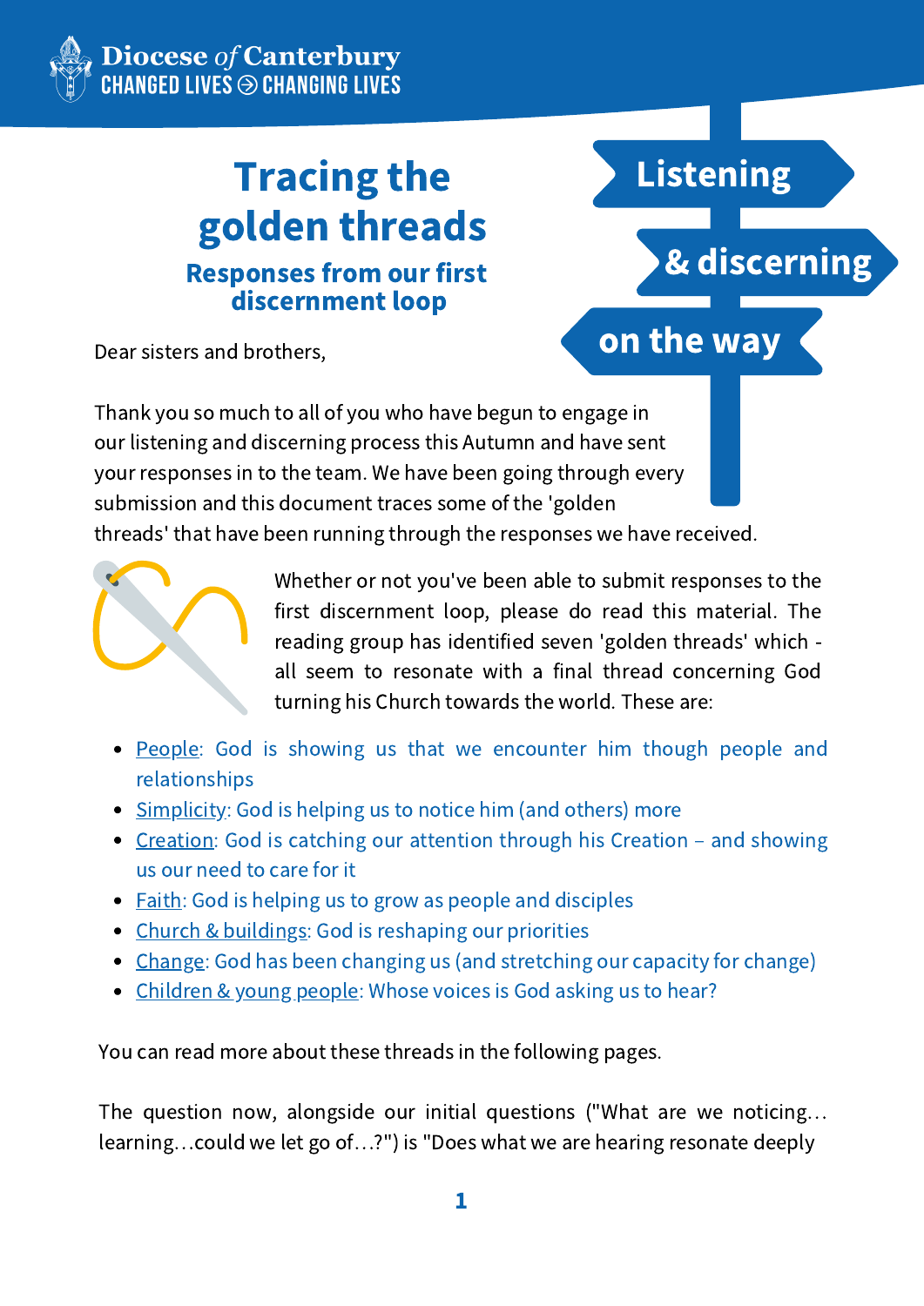Diocese *of* Canterbury
CHANGED LIVES → CHANGING LIVES

# Tracing the golden threads

## Responses from our first discernment loop

Listening & discerning on the way

Dear sisters and brothers,

Thank you so much to all of you who have begun to engage in our listening and discerning process this Autumn and have sent your responses in to the team. We have been going through every submission and this document traces some of the 'golden threads' that have been running through the responses we have received.

Whether or not you've been able to submit responses to the first discernment loop, please do read this material. The reading group has identified seven 'golden threads' which - all seem to resonate with a final thread concerning God turning his Church towards the world. These are:

- People: God is showing us that we encounter him though people and relationships
- Simplicity: God is helping us to notice him (and others) more
- Creation: God is catching our attention through his Creation – and showing us our need to care for it
- Faith: God is helping us to grow as people and disciples
- Church & buildings: God is reshaping our priorities
- Change: God has been changing us (and stretching our capacity for change)
- Children & young people: Whose voices is God asking us to hear?

You can read more about these threads in the following pages.

The question now, alongside our initial questions ("What are we noticing…learning…could we let go of…?") is "Does what we are hearing resonate deeply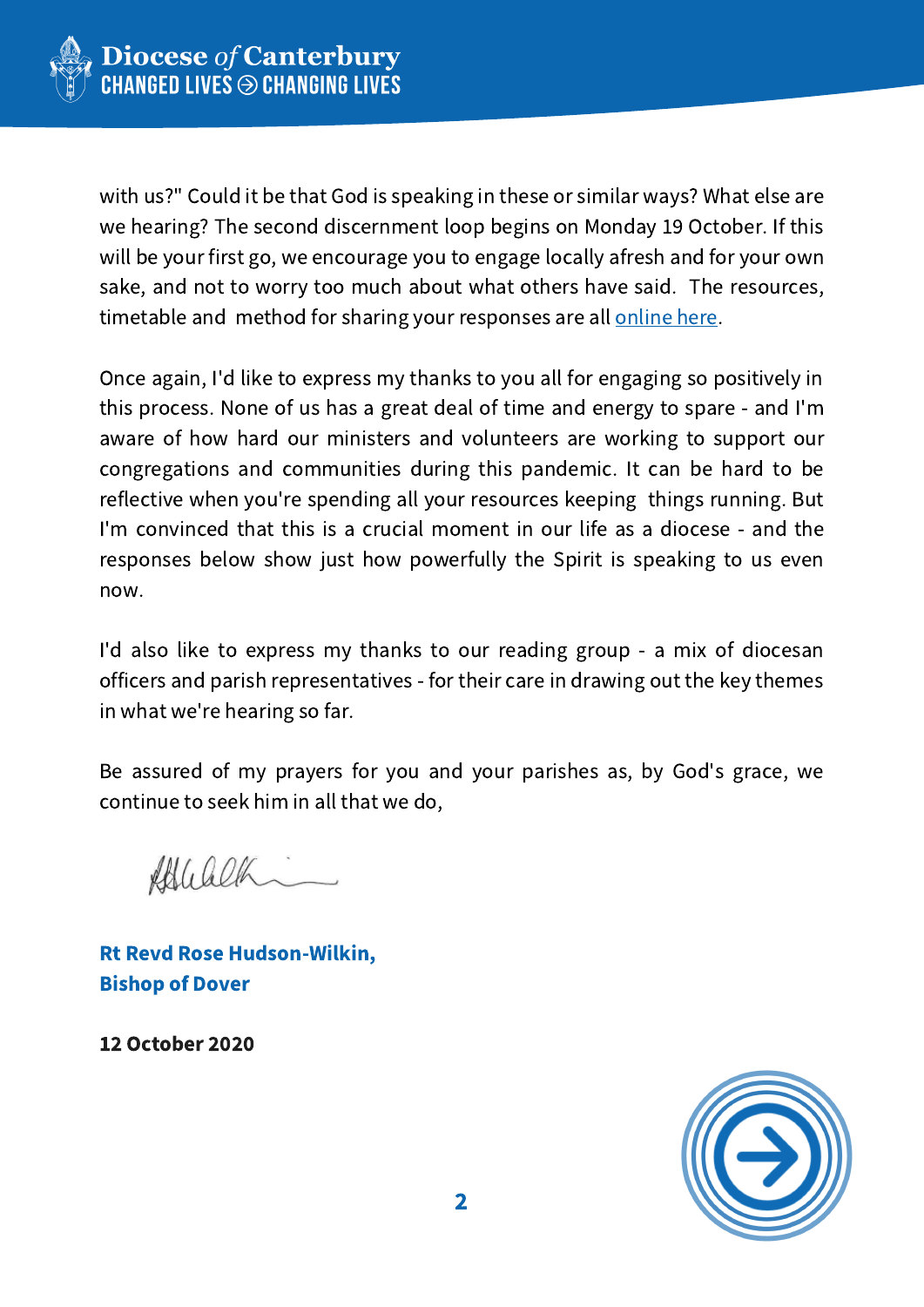with us?" Could it be that God is speaking in these or similar ways? What else are we hearing? The second discernment loop begins on Monday 19 October. If this will be your first go, we encourage you to engage locally afresh and for your own sake, and not to worry too much about what others have said. The resources, timetable and method for sharing your responses are all online here.

Once again, I'd like to express my thanks to you all for engaging so positively in this process. None of us has a great deal of time and energy to spare - and I'm aware of how hard our ministers and volunteers are working to support our congregations and communities during this pandemic. It can be hard to be reflective when you're spending all your resources keeping things running. But I'm convinced that this is a crucial moment in our life as a diocese - and the responses below show just how powerfully the Spirit is speaking to us even now.

I'd also like to express my thanks to our reading group - a mix of diocesan officers and parish representatives - for their care in drawing out the key themes in what we're hearing so far.

Be assured of my prayers for you and your parishes as, by God's grace, we continue to seek him in all that we do,

**Rt Revd Rose Hudson-Wilkin,**
**Bishop of Dover**

**12 October 2020**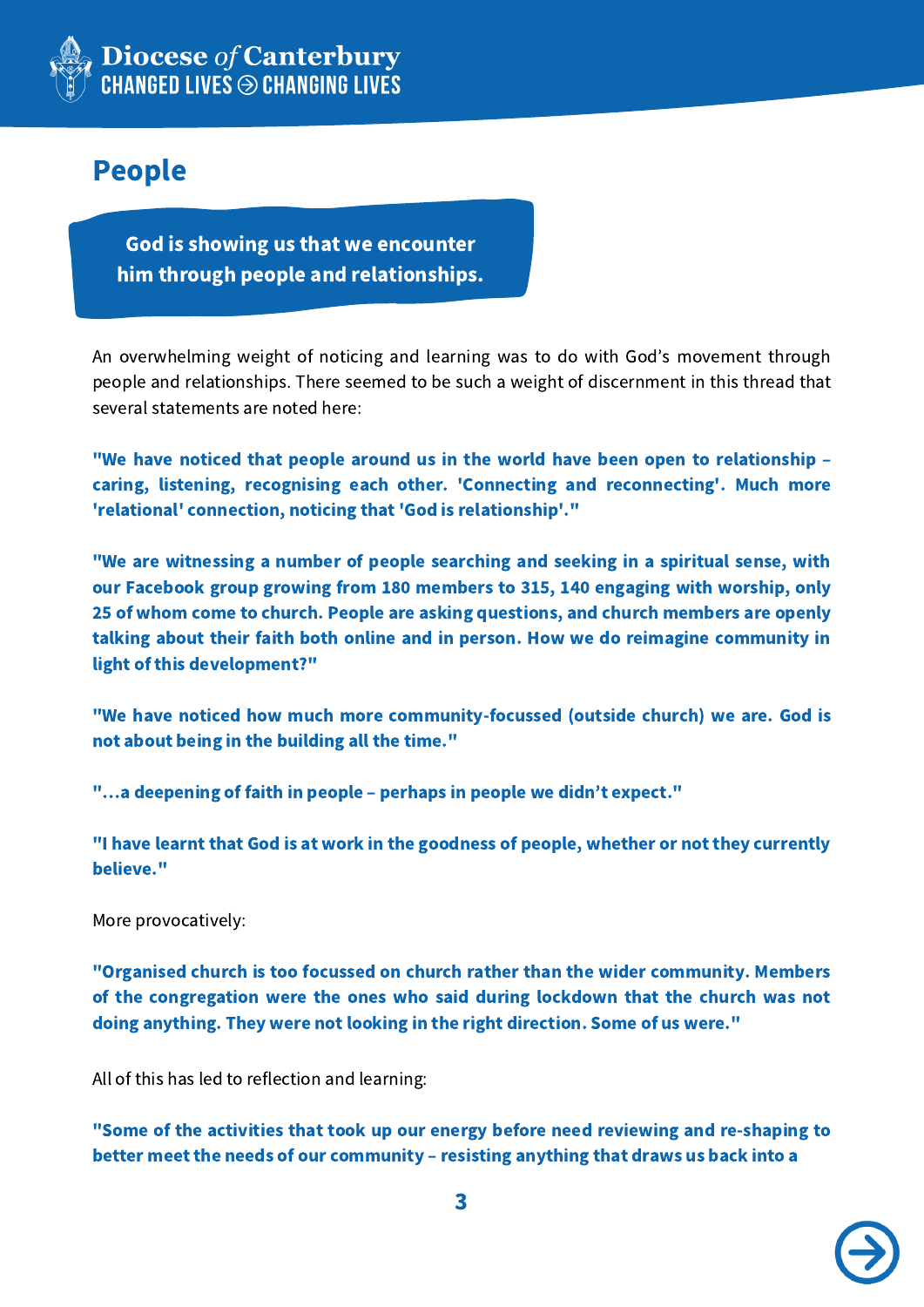## People

**God is showing us that we encounter him through people and relationships.**

An overwhelming weight of noticing and learning was to do with God's movement through people and relationships. There seemed to be such a weight of discernment in this thread that several statements are noted here:

**"We have noticed that people around us in the world have been open to relationship – caring, listening, recognising each other. 'Connecting and reconnecting'. Much more 'relational' connection, noticing that 'God is relationship'."**

**"We are witnessing a number of people searching and seeking in a spiritual sense, with our Facebook group growing from 180 members to 315, 140 engaging with worship, only 25 of whom come to church. People are asking questions, and church members are openly talking about their faith both online and in person. How we do reimagine community in light of this development?"**

**"We have noticed how much more community-focussed (outside church) we are. God is not about being in the building all the time."**

**"...a deepening of faith in people – perhaps in people we didn't expect."**

**"I have learnt that God is at work in the goodness of people, whether or not they currently believe."**

More provocatively:

**"Organised church is too focussed on church rather than the wider community. Members of the congregation were the ones who said during lockdown that the church was not doing anything. They were not looking in the right direction. Some of us were."**

All of this has led to reflection and learning:

**"Some of the activities that took up our energy before need reviewing and re-shaping to better meet the needs of our community – resisting anything that draws us back into a**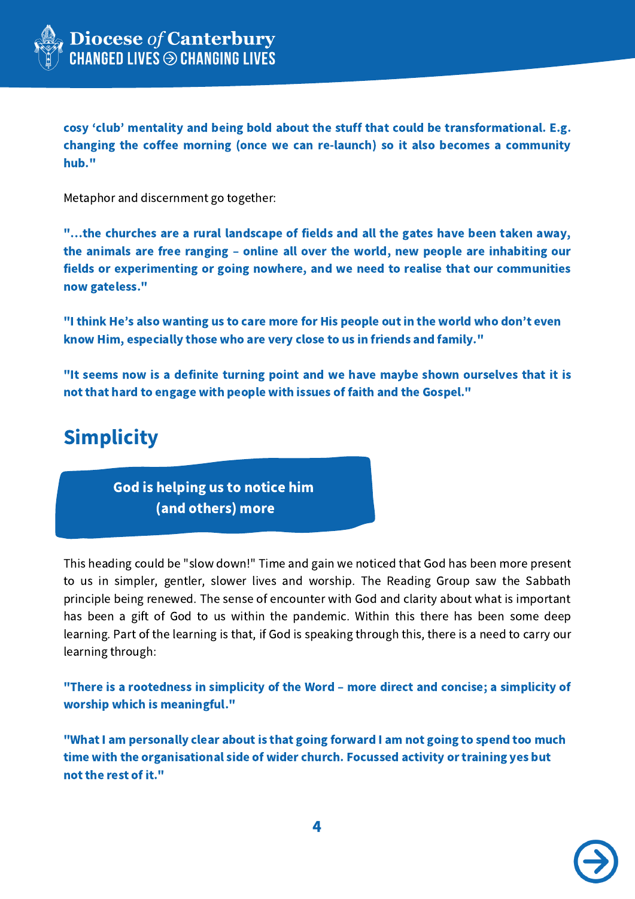**cosy 'club' mentality and being bold about the stuff that could be transformational. E.g. changing the coffee morning (once we can re-launch) so it also becomes a community hub."**

Metaphor and discernment go together:

**"...the churches are a rural landscape of fields and all the gates have been taken away, the animals are free ranging – online all over the world, new people are inhabiting our fields or experimenting or going nowhere, and we need to realise that our communities now gateless."**

**"I think He's also wanting us to care more for His people out in the world who don't even know Him, especially those who are very close to us in friends and family."**

**"It seems now is a definite turning point and we have maybe shown ourselves that it is not that hard to engage with people with issues of faith and the Gospel."**

## Simplicity

**God is helping us to notice him (and others) more**

This heading could be "slow down!" Time and gain we noticed that God has been more present to us in simpler, gentler, slower lives and worship. The Reading Group saw the Sabbath principle being renewed. The sense of encounter with God and clarity about what is important has been a gift of God to us within the pandemic. Within this there has been some deep learning. Part of the learning is that, if God is speaking through this, there is a need to carry our learning through:

**"There is a rootedness in simplicity of the Word – more direct and concise; a simplicity of worship which is meaningful."**

**"What I am personally clear about is that going forward I am not going to spend too much time with the organisational side of wider church. Focussed activity or training yes but not the rest of it."**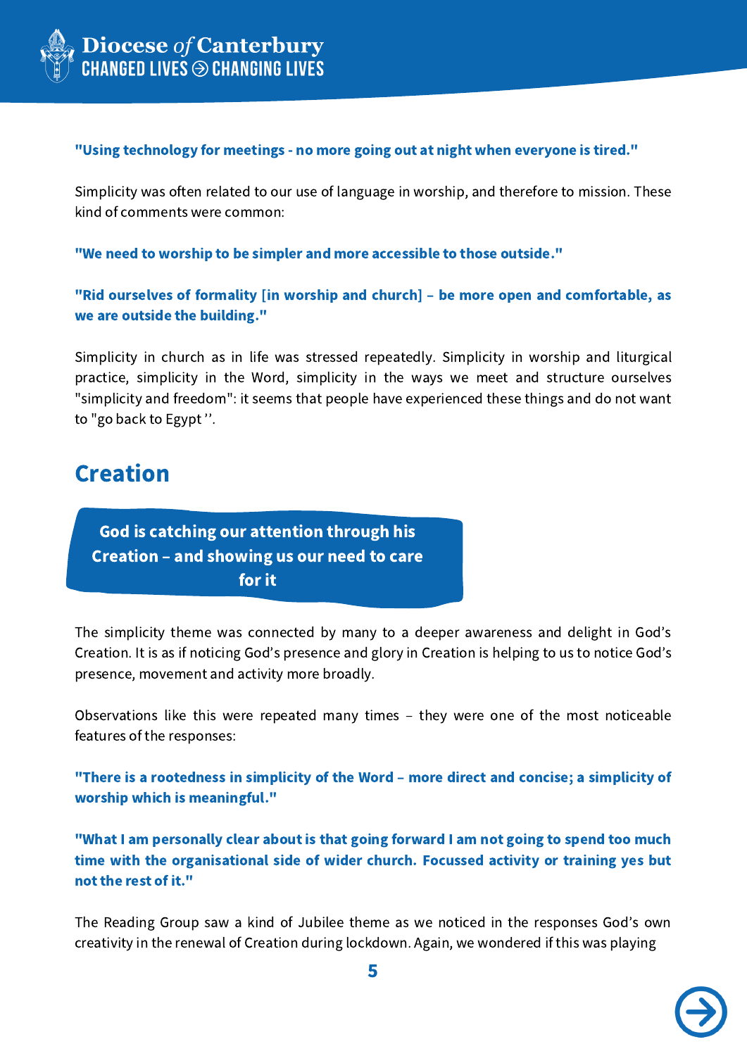**"Using technology for meetings - no more going out at night when everyone is tired."**

Simplicity was often related to our use of language in worship, and therefore to mission. These kind of comments were common:

**"We need to worship to be simpler and more accessible to those outside."**

**"Rid ourselves of formality [in worship and church] – be more open and comfortable, as we are outside the building."**

Simplicity in church as in life was stressed repeatedly. Simplicity in worship and liturgical practice, simplicity in the Word, simplicity in the ways we meet and structure ourselves "simplicity and freedom": it seems that people have experienced these things and do not want to "go back to Egypt ''.

## Creation

**God is catching our attention through his Creation – and showing us our need to care for it**

The simplicity theme was connected by many to a deeper awareness and delight in God's Creation. It is as if noticing God's presence and glory in Creation is helping to us to notice God's presence, movement and activity more broadly.

Observations like this were repeated many times – they were one of the most noticeable features of the responses:

**"There is a rootedness in simplicity of the Word – more direct and concise; a simplicity of worship which is meaningful."**

**"What I am personally clear about is that going forward I am not going to spend too much time with the organisational side of wider church. Focussed activity or training yes but not the rest of it."**

The Reading Group saw a kind of Jubilee theme as we noticed in the responses God's own creativity in the renewal of Creation during lockdown. Again, we wondered if this was playing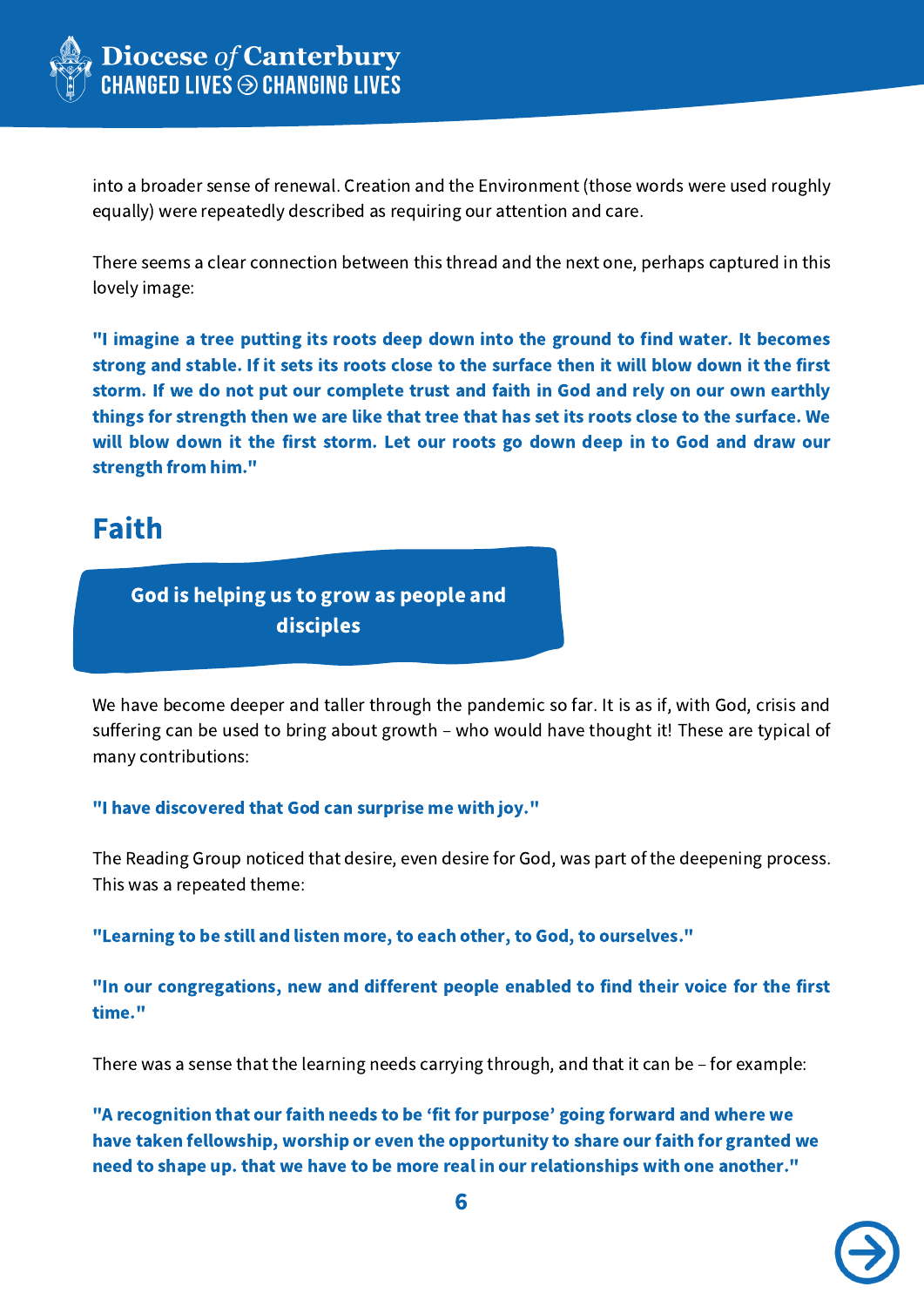into a broader sense of renewal. Creation and the Environment (those words were used roughly equally) were repeatedly described as requiring our attention and care.

There seems a clear connection between this thread and the next one, perhaps captured in this lovely image:

**"I imagine a tree putting its roots deep down into the ground to find water. It becomes strong and stable. If it sets its roots close to the surface then it will blow down it the first storm. If we do not put our complete trust and faith in God and rely on our own earthly things for strength then we are like that tree that has set its roots close to the surface. We will blow down it the first storm. Let our roots go down deep in to God and draw our strength from him."**

## Faith

**God is helping us to grow as people and disciples**

We have become deeper and taller through the pandemic so far. It is as if, with God, crisis and suffering can be used to bring about growth – who would have thought it! These are typical of many contributions:

**"I have discovered that God can surprise me with joy."**

The Reading Group noticed that desire, even desire for God, was part of the deepening process. This was a repeated theme:

**"Learning to be still and listen more, to each other, to God, to ourselves."**

**"In our congregations, new and different people enabled to find their voice for the first time."**

There was a sense that the learning needs carrying through, and that it can be – for example:

**"A recognition that our faith needs to be 'fit for purpose' going forward and where we have taken fellowship, worship or even the opportunity to share our faith for granted we need to shape up. that we have to be more real in our relationships with one another."**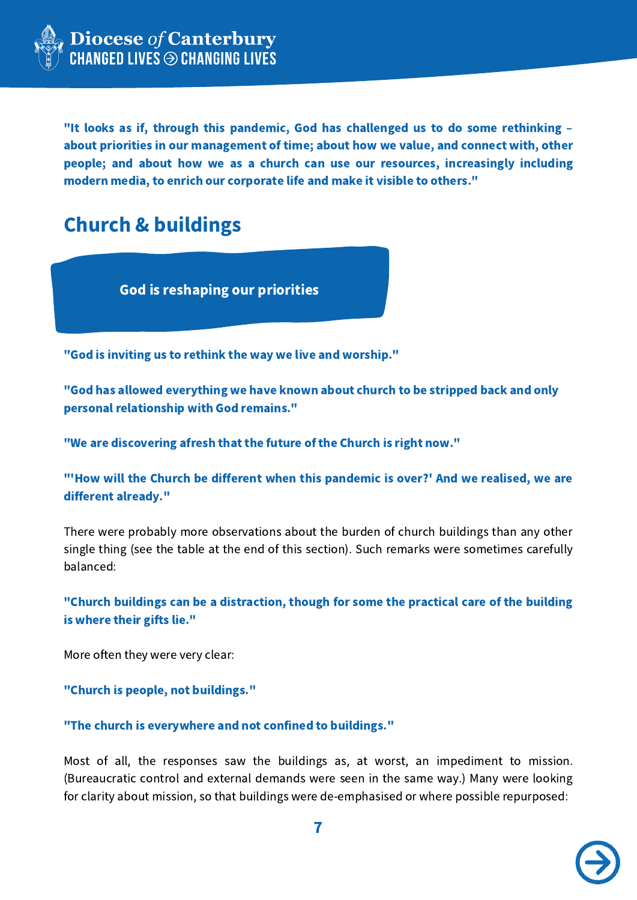**"It looks as if, through this pandemic, God has challenged us to do some rethinking – about priorities in our management of time; about how we value, and connect with, other people; and about how we as a church can use our resources, increasingly including modern media, to enrich our corporate life and make it visible to others."**

## Church & buildings

### God is reshaping our priorities

**"God is inviting us to rethink the way we live and worship."**

**"God has allowed everything we have known about church to be stripped back and only personal relationship with God remains."**

**"We are discovering afresh that the future of the Church is right now."**

**"'How will the Church be different when this pandemic is over?' And we realised, we are different already."**

There were probably more observations about the burden of church buildings than any other single thing (see the table at the end of this section). Such remarks were sometimes carefully balanced:

**"Church buildings can be a distraction, though for some the practical care of the building is where their gifts lie."**

More often they were very clear:

**"Church is people, not buildings."**

**"The church is everywhere and not confined to buildings."**

Most of all, the responses saw the buildings as, at worst, an impediment to mission. (Bureaucratic control and external demands were seen in the same way.) Many were looking for clarity about mission, so that buildings were de-emphasised or where possible repurposed: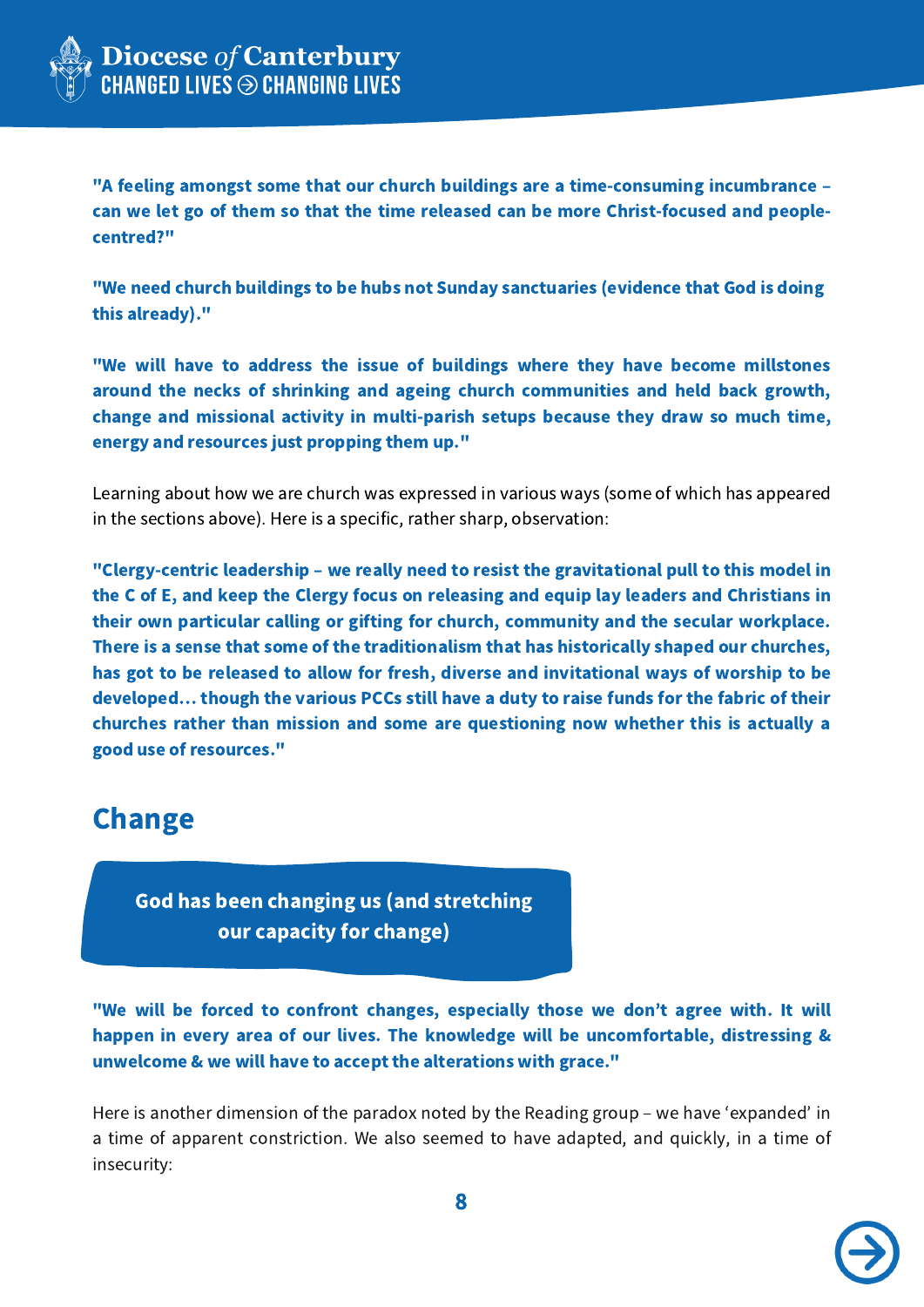**"A feeling amongst some that our church buildings are a time-consuming incumbrance – can we let go of them so that the time released can be more Christ-focused and people-centred?"**

**"We need church buildings to be hubs not Sunday sanctuaries (evidence that God is doing this already)."**

**"We will have to address the issue of buildings where they have become millstones around the necks of shrinking and ageing church communities and held back growth, change and missional activity in multi-parish setups because they draw so much time, energy and resources just propping them up."**

Learning about how we are church was expressed in various ways (some of which has appeared in the sections above). Here is a specific, rather sharp, observation:

**"Clergy-centric leadership – we really need to resist the gravitational pull to this model in the C of E, and keep the Clergy focus on releasing and equip lay leaders and Christians in their own particular calling or gifting for church, community and the secular workplace. There is a sense that some of the traditionalism that has historically shaped our churches, has got to be released to allow for fresh, diverse and invitational ways of worship to be developed… though the various PCCs still have a duty to raise funds for the fabric of their churches rather than mission and some are questioning now whether this is actually a good use of resources."**

## Change

**God has been changing us (and stretching our capacity for change)**

**"We will be forced to confront changes, especially those we don't agree with. It will happen in every area of our lives. The knowledge will be uncomfortable, distressing & unwelcome & we will have to accept the alterations with grace."**

Here is another dimension of the paradox noted by the Reading group – we have 'expanded' in a time of apparent constriction. We also seemed to have adapted, and quickly, in a time of insecurity: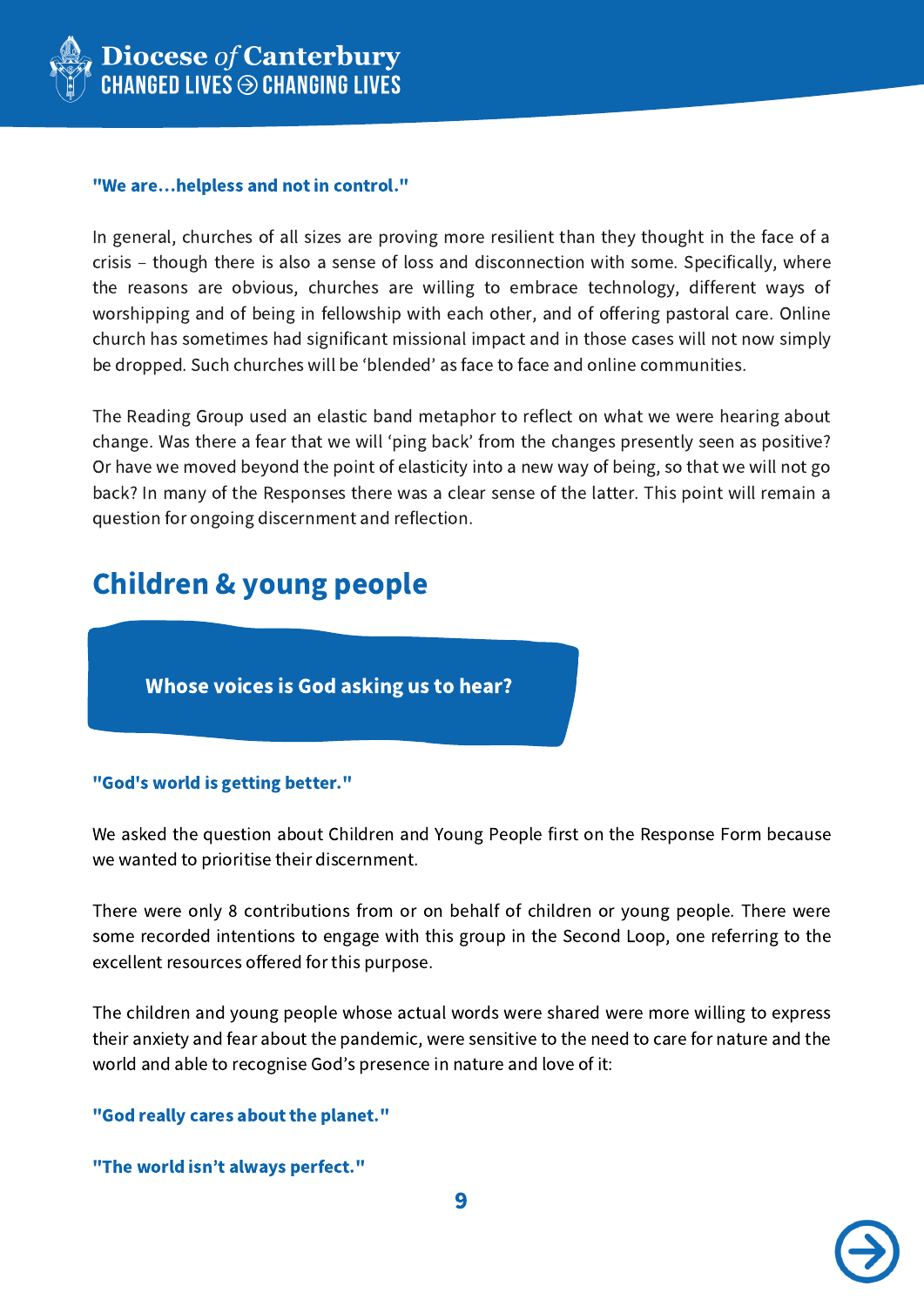**"We are…helpless and not in control."**

In general, churches of all sizes are proving more resilient than they thought in the face of a crisis – though there is also a sense of loss and disconnection with some. Specifically, where the reasons are obvious, churches are willing to embrace technology, different ways of worshipping and of being in fellowship with each other, and of offering pastoral care. Online church has sometimes had significant missional impact and in those cases will not now simply be dropped. Such churches will be 'blended' as face to face and online communities.

The Reading Group used an elastic band metaphor to reflect on what we were hearing about change. Was there a fear that we will 'ping back' from the changes presently seen as positive? Or have we moved beyond the point of elasticity into a new way of being, so that we will not go back? In many of the Responses there was a clear sense of the latter. This point will remain a question for ongoing discernment and reflection.

## Children & young people

**Whose voices is God asking us to hear?**

**"God's world is getting better."**

We asked the question about Children and Young People first on the Response Form because we wanted to prioritise their discernment.

There were only 8 contributions from or on behalf of children or young people. There were some recorded intentions to engage with this group in the Second Loop, one referring to the excellent resources offered for this purpose.

The children and young people whose actual words were shared were more willing to express their anxiety and fear about the pandemic, were sensitive to the need to care for nature and the world and able to recognise God's presence in nature and love of it:

**"God really cares about the planet."**

**"The world isn't always perfect."**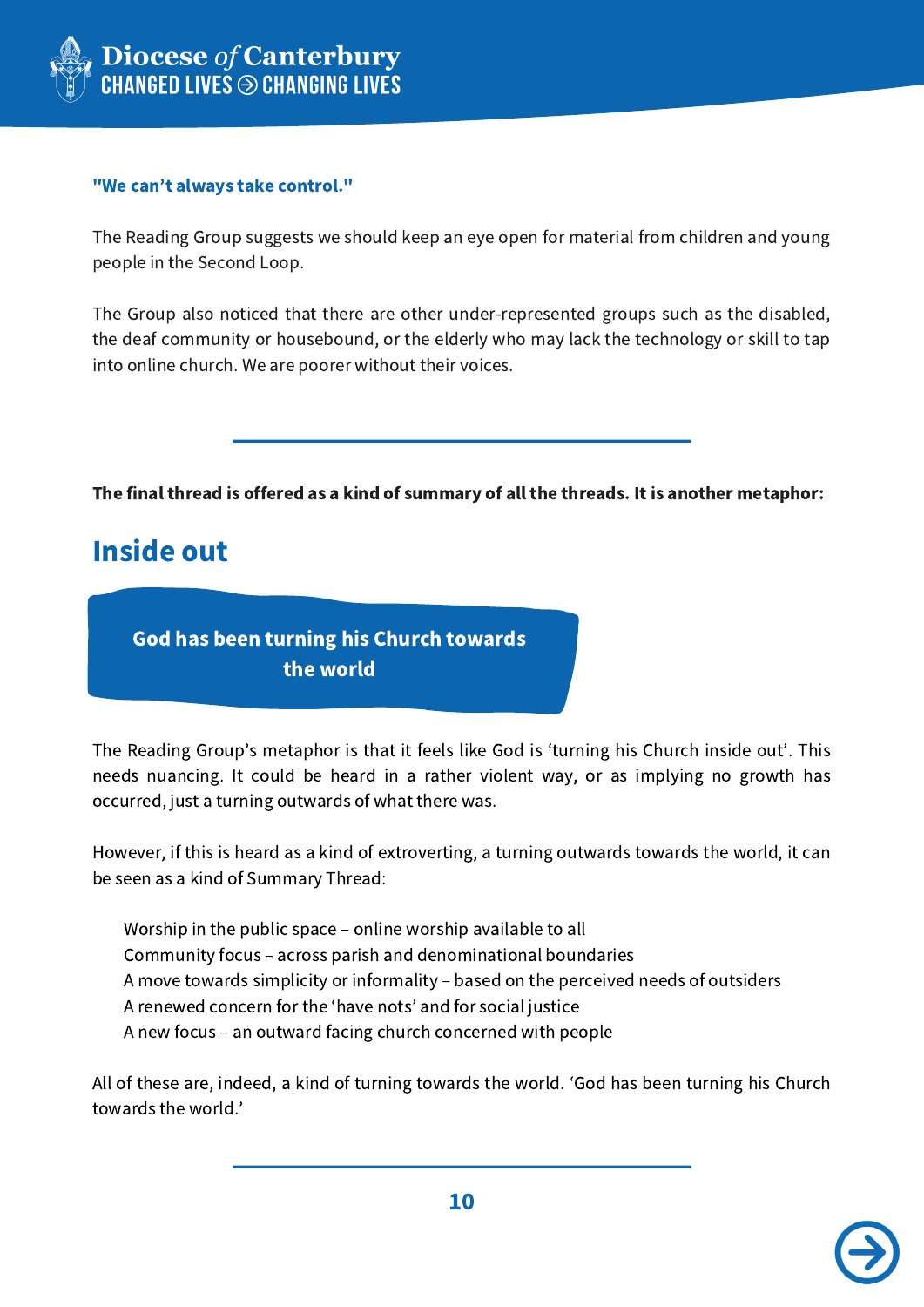**"We can't always take control."**

The Reading Group suggests we should keep an eye open for material from children and young people in the Second Loop.

The Group also noticed that there are other under-represented groups such as the disabled, the deaf community or housebound, or the elderly who may lack the technology or skill to tap into online church. We are poorer without their voices.

---

**The final thread is offered as a kind of summary of all the threads. It is another metaphor:**

## Inside out

**God has been turning his Church towards the world**

The Reading Group's metaphor is that it feels like God is 'turning his Church inside out'. This needs nuancing. It could be heard in a rather violent way, or as implying no growth has occurred, just a turning outwards of what there was.

However, if this is heard as a kind of extroverting, a turning outwards towards the world, it can be seen as a kind of Summary Thread:

Worship in the public space – online worship available to all
Community focus – across parish and denominational boundaries
A move towards simplicity or informality – based on the perceived needs of outsiders
A renewed concern for the 'have nots' and for social justice
A new focus – an outward facing church concerned with people

All of these are, indeed, a kind of turning towards the world. 'God has been turning his Church towards the world.'